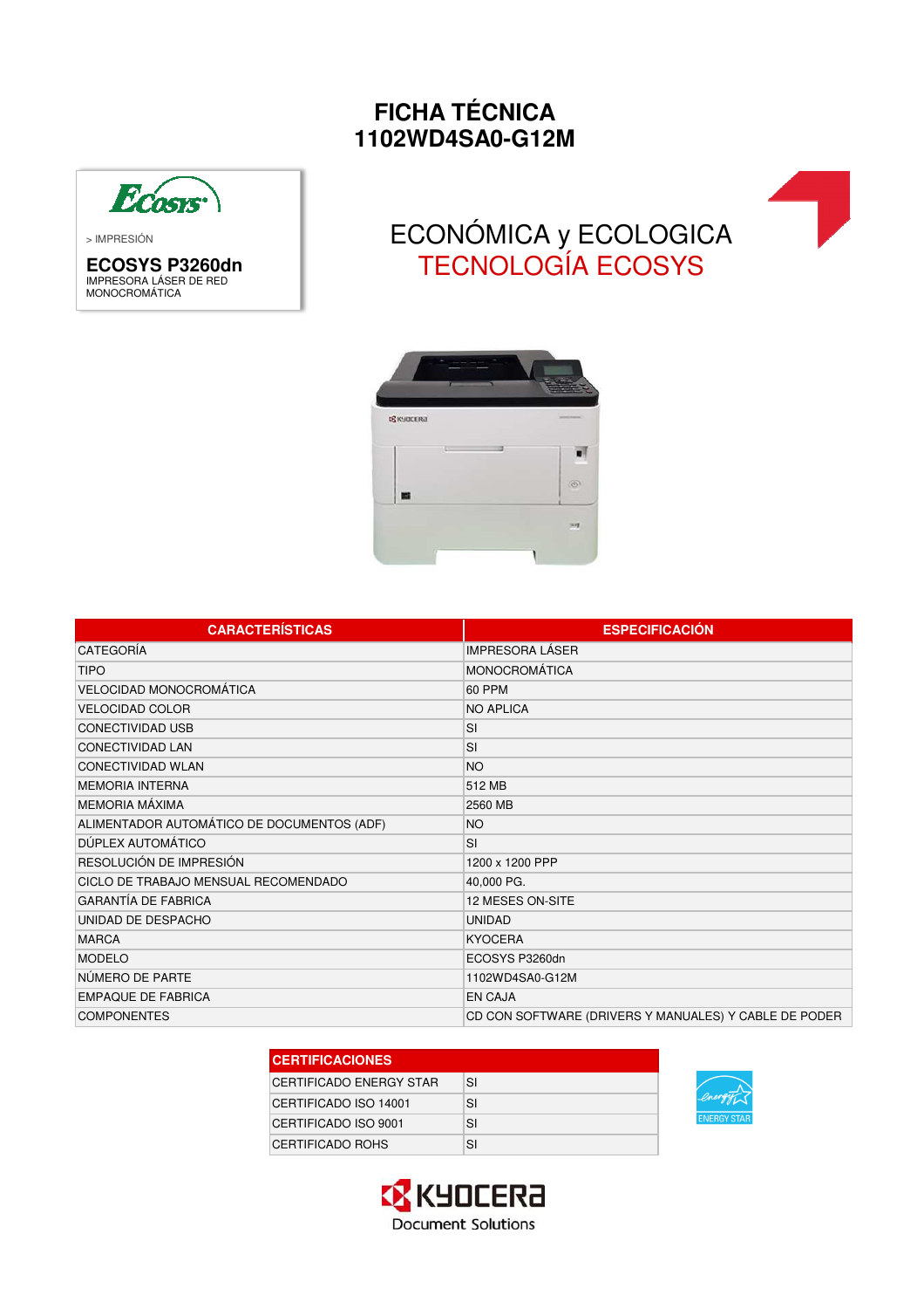# FICHA TÉCNICA
# 1102WD4SA0-G12M

> IMPRESIÓN

**ECOSYS P3260dn**
IMPRESORA LÁSER DE RED MONOCROMÁTICA

## ECONÓMICA y ECOLOGICA
## TECNOLOGÍA ECOSYS

| CARACTERÍSTICAS | ESPECIFICACIÓN |
|---|---|
| CATEGORÍA | IMPRESORA LÁSER |
| TIPO | MONOCROMÁTICA |
| VELOCIDAD MONOCROMÁTICA | 60 PPM |
| VELOCIDAD COLOR | NO APLICA |
| CONECTIVIDAD USB | SI |
| CONECTIVIDAD LAN | SI |
| CONECTIVIDAD WLAN | NO |
| MEMORIA INTERNA | 512 MB |
| MEMORIA MÁXIMA | 2560 MB |
| ALIMENTADOR AUTOMÁTICO DE DOCUMENTOS (ADF) | NO |
| DÚPLEX AUTOMÁTICO | SI |
| RESOLUCIÓN DE IMPRESIÓN | 1200 x 1200 PPP |
| CICLO DE TRABAJO MENSUAL RECOMENDADO | 40,000 PG. |
| GARANTÍA DE FABRICA | 12 MESES ON-SITE |
| UNIDAD DE DESPACHO | UNIDAD |
| MARCA | KYOCERA |
| MODELO | ECOSYS P3260dn |
| NÚMERO DE PARTE | 1102WD4SA0-G12M |
| EMPAQUE DE FABRICA | EN CAJA |
| COMPONENTES | CD CON SOFTWARE (DRIVERS Y MANUALES) Y CABLE DE PODER |

| CERTIFICACIONES | |
|---|---|
| CERTIFICADO ENERGY STAR | SI |
| CERTIFICADO ISO 14001 | SI |
| CERTIFICADO ISO 9001 | SI |
| CERTIFICADO ROHS | SI |

KYOCERA Document Solutions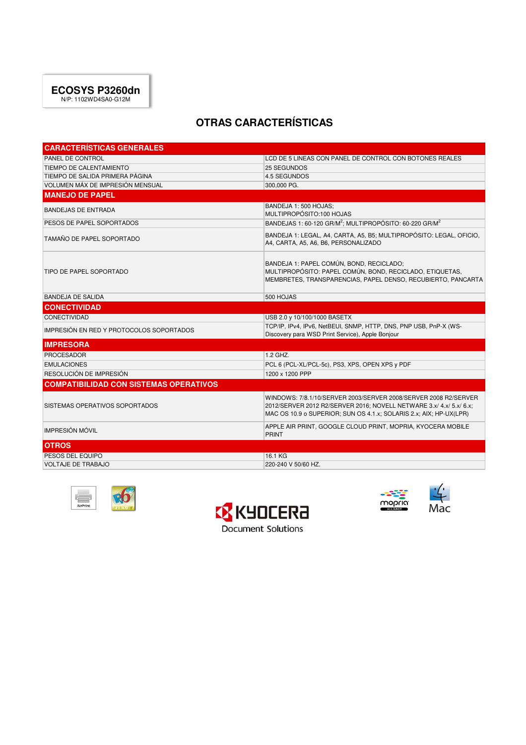**ECOSYS P3260dn**
N/P: 1102WD4SA0-G12M

## OTRAS CARACTERÍSTICAS

| | |
|---|---|
| **CARACTERÍSTICAS GENERALES** | |
| PANEL DE CONTROL | LCD DE 5 LINEAS CON PANEL DE CONTROL CON BOTONES REALES |
| TIEMPO DE CALENTAMIENTO | 25 SEGUNDOS |
| TIEMPO DE SALIDA PRIMERA PÁGINA | 4.5 SEGUNDOS |
| VOLUMEN MÁX DE IMPRESIÓN MENSUAL | 300,000 PG. |
| **MANEJO DE PAPEL** | |
| BANDEJAS DE ENTRADA | BANDEJA 1: 500 HOJAS; MULTIPROPÓSITO:100 HOJAS |
| PESOS DE PAPEL SOPORTADOS | BANDEJAS 1: 60-120 GR/M$^2$; MULTIPROPÓSITO: 60-220 GR/M$^2$ |
| TAMAÑO DE PAPEL SOPORTADO | BANDEJA 1: LEGAL, A4, CARTA, A5, B5; MULTIPROPÓSITO: LEGAL, OFICIO, A4, CARTA, A5, A6, B6, PERSONALIZADO |
| TIPO DE PAPEL SOPORTADO | BANDEJA 1: PAPEL COMÚN, BOND, RECICLADO; MULTIPROPÓSITO: PAPEL COMÚN, BOND, RECICLADO, ETIQUETAS, MEMBRETES, TRANSPARENCIAS, PAPEL DENSO, RECUBIERTO, PANCARTA |
| BANDEJA DE SALIDA | 500 HOJAS |
| **CONECTIVIDAD** | |
| CONECTIVIDAD | USB 2.0 y 10/100/1000 BASETX |
| IMPRESIÓN EN RED Y PROTOCOLOS SOPORTADOS | TCP/IP, IPv4, IPv6, NetBEUI, SNMP, HTTP, DNS, PNP USB, PnP-X (WS-Discovery para WSD Print Service), Apple Bonjour |
| **IMPRESORA** | |
| PROCESADOR | 1.2 GHZ. |
| EMULACIONES | PCL 6 (PCL-XL/PCL-5c), PS3, XPS, OPEN XPS y PDF |
| RESOLUCIÓN DE IMPRESIÓN | 1200 x 1200 PPP |
| **COMPATIBILIDAD CON SISTEMAS OPERATIVOS** | |
| SISTEMAS OPERATIVOS SOPORTADOS | WINDOWS: 7/8.1/10/SERVER 2003/SERVER 2008/SERVER 2008 R2/SERVER 2012/SERVER 2012 R2/SERVER 2016; NOVELL NETWARE 3.x/ 4.x/ 5.x/ 6.x; MAC OS 10.9 o SUPERIOR; SUN OS 4.1.x; SOLARIS 2.x; AIX; HP-UX(LPR) |
| IMPRESIÓN MÓVIL | APPLE AIR PRINT, GOOGLE CLOUD PRINT, MOPRIA, KYOCERA MOBILE PRINT |
| **OTROS** | |
| PESOS DEL EQUIPO | 16.1 KG |
| VOLTAJE DE TRABAJO | 220-240 V 50/60 HZ. |

AirPrint

KYOCERA Document Solutions

mopria ALLIANCE

Mac